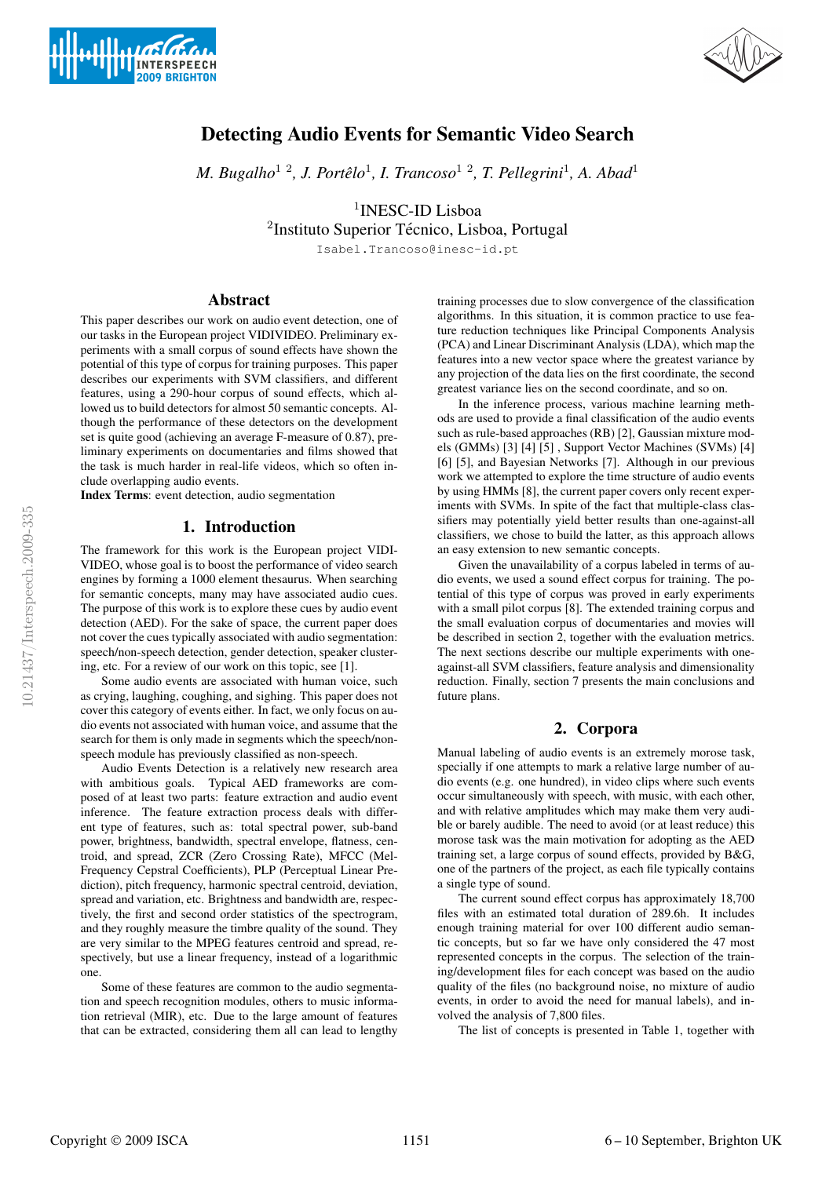# Detecting Audio Events for Semantic Video Search

*M. Bugalho*[1 2], *J. Portêlo*[1], *I. Trancoso*[1 2], *T. Pellegrini*[1], *A. Abad*[1]

[1]INESC-ID Lisboa
[2]Instituto Superior Técnico, Lisboa, Portugal

Isabel.Trancoso@inesc-id.pt

## Abstract

This paper describes our work on audio event detection, one of our tasks in the European project VIDIVIDEO. Preliminary experiments with a small corpus of sound effects have shown the potential of this type of corpus for training purposes. This paper describes our experiments with SVM classifiers, and different features, using a 290-hour corpus of sound effects, which allowed us to build detectors for almost 50 semantic concepts. Although the performance of these detectors on the development set is quite good (achieving an average F-measure of 0.87), preliminary experiments on documentaries and films showed that the task is much harder in real-life videos, which so often include overlapping audio events.

**Index Terms**: event detection, audio segmentation

## 1. Introduction

The framework for this work is the European project VIDIVIDEO, whose goal is to boost the performance of video search engines by forming a 1000 element thesaurus. When searching for semantic concepts, many may have associated audio cues. The purpose of this work is to explore these cues by audio event detection (AED). For the sake of space, the current paper does not cover the cues typically associated with audio segmentation: speech/non-speech detection, gender detection, speaker clustering, etc. For a review of our work on this topic, see [1].

Some audio events are associated with human voice, such as crying, laughing, coughing, and sighing. This paper does not cover this category of events either. In fact, we only focus on audio events not associated with human voice, and assume that the search for them is only made in segments which the speech/non-speech module has previously classified as non-speech.

Audio Events Detection is a relatively new research area with ambitious goals. Typical AED frameworks are composed of at least two parts: feature extraction and audio event inference. The feature extraction process deals with different type of features, such as: total spectral power, sub-band power, brightness, bandwidth, spectral envelope, flatness, centroid, and spread, ZCR (Zero Crossing Rate), MFCC (Mel-Frequency Cepstral Coefficients), PLP (Perceptual Linear Prediction), pitch frequency, harmonic spectral centroid, deviation, spread and variation, etc. Brightness and bandwidth are, respectively, the first and second order statistics of the spectrogram, and they roughly measure the timbre quality of the sound. They are very similar to the MPEG features centroid and spread, respectively, but use a linear frequency, instead of a logarithmic one.

Some of these features are common to the audio segmentation and speech recognition modules, others to music information retrieval (MIR), etc. Due to the large amount of features that can be extracted, considering them all can lead to lengthy training processes due to slow convergence of the classification algorithms. In this situation, it is common practice to use feature reduction techniques like Principal Components Analysis (PCA) and Linear Discriminant Analysis (LDA), which map the features into a new vector space where the greatest variance by any projection of the data lies on the first coordinate, the second greatest variance lies on the second coordinate, and so on.

In the inference process, various machine learning methods are used to provide a final classification of the audio events such as rule-based approaches (RB) [2], Gaussian mixture models (GMMs) [3] [4] [5] , Support Vector Machines (SVMs) [4] [6] [5], and Bayesian Networks [7]. Although in our previous work we attempted to explore the time structure of audio events by using HMMs [8], the current paper covers only recent experiments with SVMs. In spite of the fact that multiple-class classifiers may potentially yield better results than one-against-all classifiers, we chose to build the latter, as this approach allows an easy extension to new semantic concepts.

Given the unavailability of a corpus labeled in terms of audio events, we used a sound effect corpus for training. The potential of this type of corpus was proved in early experiments with a small pilot corpus [8]. The extended training corpus and the small evaluation corpus of documentaries and movies will be described in section 2, together with the evaluation metrics. The next sections describe our multiple experiments with one-against-all SVM classifiers, feature analysis and dimensionality reduction. Finally, section 7 presents the main conclusions and future plans.

## 2. Corpora

Manual labeling of audio events is an extremely morose task, specially if one attempts to mark a relative large number of audio events (e.g. one hundred), in video clips where such events occur simultaneously with speech, with music, with each other, and with relative amplitudes which may make them very audible or barely audible. The need to avoid (or at least reduce) this morose task was the main motivation for adopting as the AED training set, a large corpus of sound effects, provided by B&G, one of the partners of the project, as each file typically contains a single type of sound.

The current sound effect corpus has approximately 18,700 files with an estimated total duration of 289.6h. It includes enough training material for over 100 different audio semantic concepts, but so far we have only considered the 47 most represented concepts in the corpus. The selection of the training/development files for each concept was based on the audio quality of the files (no background noise, no mixture of audio events, in order to avoid the need for manual labels), and involved the analysis of 7,800 files.

The list of concepts is presented in Table 1, together with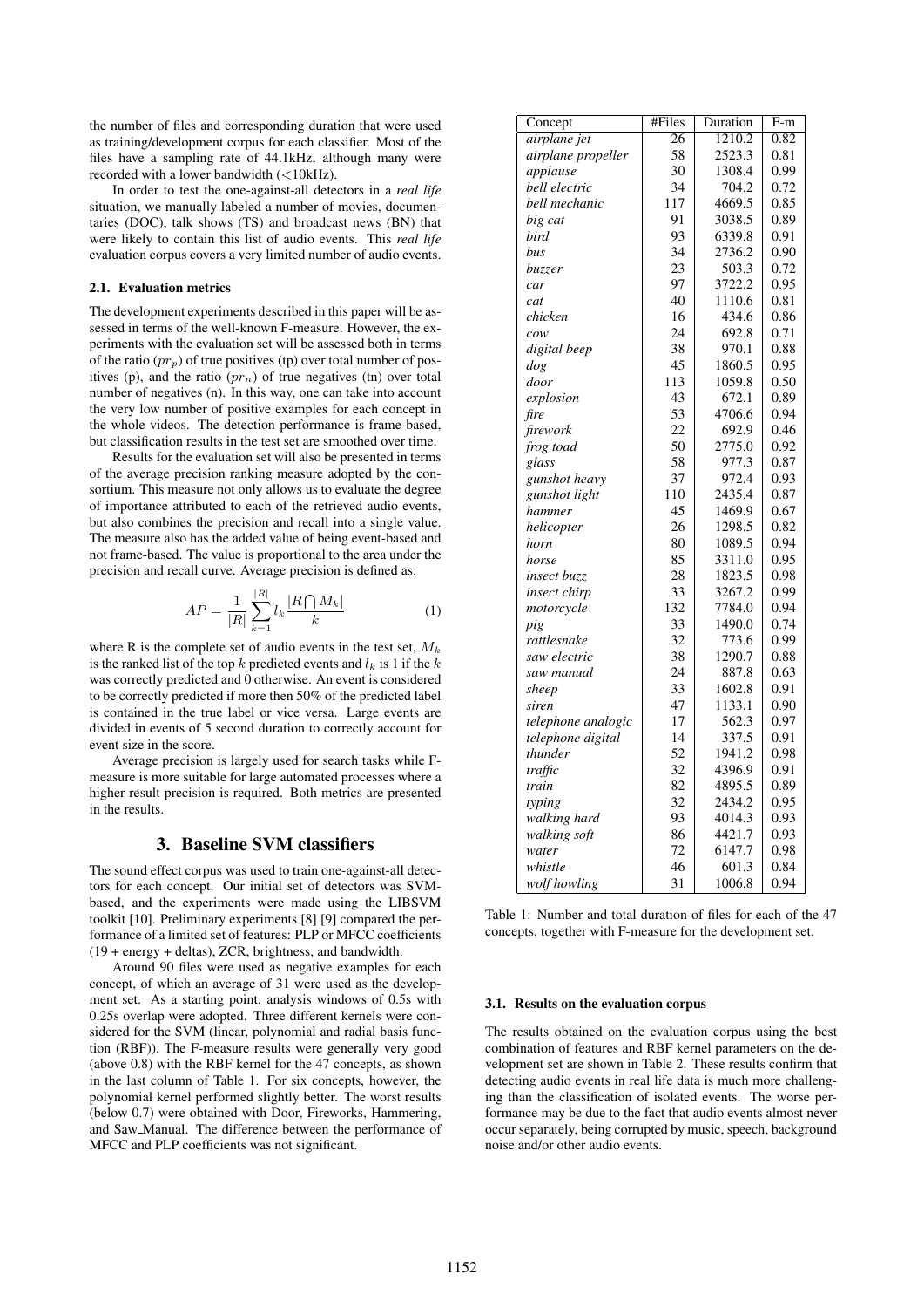the number of files and corresponding duration that were used as training/development corpus for each classifier. Most of the files have a sampling rate of 44.1kHz, although many were recorded with a lower bandwidth (<10kHz).

In order to test the one-against-all detectors in a *real life* situation, we manually labeled a number of movies, documentaries (DOC), talk shows (TS) and broadcast news (BN) that were likely to contain this list of audio events. This *real life* evaluation corpus covers a very limited number of audio events.

### 2.1. Evaluation metrics

The development experiments described in this paper will be assessed in terms of the well-known F-measure. However, the experiments with the evaluation set will be assessed both in terms of the ratio ($pr_p$) of true positives (tp) over total number of positives (p), and the ratio ($pr_n$) of true negatives (tn) over total number of negatives (n). In this way, one can take into account the very low number of positive examples for each concept in the whole videos. The detection performance is frame-based, but classification results in the test set are smoothed over time.

Results for the evaluation set will also be presented in terms of the average precision ranking measure adopted by the consortium. This measure not only allows us to evaluate the degree of importance attributed to each of the retrieved audio events, but also combines the precision and recall into a single value. The measure also has the added value of being event-based and not frame-based. The value is proportional to the area under the precision and recall curve. Average precision is defined as:

$$AP = \frac{1}{|R|} \sum_{k=1}^{|R|} l_k \frac{|R \bigcap M_k|}{k} \tag{1}$$

where R is the complete set of audio events in the test set, $M_k$ is the ranked list of the top $k$ predicted events and $l_k$ is 1 if the $k$ was correctly predicted and 0 otherwise. An event is considered to be correctly predicted if more then 50% of the predicted label is contained in the true label or vice versa. Large events are divided in events of 5 second duration to correctly account for event size in the score.

Average precision is largely used for search tasks while F-measure is more suitable for large automated processes where a higher result precision is required. Both metrics are presented in the results.

## 3. Baseline SVM classifiers

The sound effect corpus was used to train one-against-all detectors for each concept. Our initial set of detectors was SVM-based, and the experiments were made using the LIBSVM toolkit [10]. Preliminary experiments [8] [9] compared the performance of a limited set of features: PLP or MFCC coefficients (19 + energy + deltas), ZCR, brightness, and bandwidth.

Around 90 files were used as negative examples for each concept, of which an average of 31 were used as the development set. As a starting point, analysis windows of 0.5s with 0.25s overlap were adopted. Three different kernels were considered for the SVM (linear, polynomial and radial basis function (RBF)). The F-measure results were generally very good (above 0.8) with the RBF kernel for the 47 concepts, as shown in the last column of Table 1. For six concepts, however, the polynomial kernel performed slightly better. The worst results (below 0.7) were obtained with Door, Fireworks, Hammering, and Saw_Manual. The difference between the performance of MFCC and PLP coefficients was not significant.

| Concept | #Files | Duration | F-m |
|---|---|---|---|
| *airplane jet* | 26 | 1210.2 | 0.82 |
| *airplane propeller* | 58 | 2523.3 | 0.81 |
| *applause* | 30 | 1308.4 | 0.99 |
| *bell electric* | 34 | 704.2 | 0.72 |
| *bell mechanic* | 117 | 4669.5 | 0.85 |
| *big cat* | 91 | 3038.5 | 0.89 |
| *bird* | 93 | 6339.8 | 0.91 |
| *bus* | 34 | 2736.2 | 0.90 |
| *buzzer* | 23 | 503.3 | 0.72 |
| *car* | 97 | 3722.2 | 0.95 |
| *cat* | 40 | 1110.6 | 0.81 |
| *chicken* | 16 | 434.6 | 0.86 |
| *cow* | 24 | 692.8 | 0.71 |
| *digital beep* | 38 | 970.1 | 0.88 |
| *dog* | 45 | 1860.5 | 0.95 |
| *door* | 113 | 1059.8 | 0.50 |
| *explosion* | 43 | 672.1 | 0.89 |
| *fire* | 53 | 4706.6 | 0.94 |
| *firework* | 22 | 692.9 | 0.46 |
| *frog toad* | 50 | 2775.0 | 0.92 |
| *glass* | 58 | 977.3 | 0.87 |
| *gunshot heavy* | 37 | 972.4 | 0.93 |
| *gunshot light* | 110 | 2435.4 | 0.87 |
| *hammer* | 45 | 1469.9 | 0.67 |
| *helicopter* | 26 | 1298.5 | 0.82 |
| *horn* | 80 | 1089.5 | 0.94 |
| *horse* | 85 | 3311.0 | 0.95 |
| *insect buzz* | 28 | 1823.5 | 0.98 |
| *insect chirp* | 33 | 3267.2 | 0.99 |
| *motorcycle* | 132 | 7784.0 | 0.94 |
| *pig* | 33 | 1490.0 | 0.74 |
| *rattlesnake* | 32 | 773.6 | 0.99 |
| *saw electric* | 38 | 1290.7 | 0.88 |
| *saw manual* | 24 | 887.8 | 0.63 |
| *sheep* | 33 | 1602.8 | 0.91 |
| *siren* | 47 | 1133.1 | 0.90 |
| *telephone analogic* | 17 | 562.3 | 0.97 |
| *telephone digital* | 14 | 337.5 | 0.91 |
| *thunder* | 52 | 1941.2 | 0.98 |
| *traffic* | 32 | 4396.9 | 0.91 |
| *train* | 82 | 4895.5 | 0.89 |
| *typing* | 32 | 2434.2 | 0.95 |
| *walking hard* | 93 | 4014.3 | 0.93 |
| *walking soft* | 86 | 4421.7 | 0.93 |
| *water* | 72 | 6147.7 | 0.98 |
| *whistle* | 46 | 601.3 | 0.84 |
| *wolf howling* | 31 | 1006.8 | 0.94 |

Table 1: Number and total duration of files for each of the 47 concepts, together with F-measure for the development set.

### 3.1. Results on the evaluation corpus

The results obtained on the evaluation corpus using the best combination of features and RBF kernel parameters on the development set are shown in Table 2. These results confirm that detecting audio events in real life data is much more challenging than the classification of isolated events. The worse performance may be due to the fact that audio events almost never occur separately, being corrupted by music, speech, background noise and/or other audio events.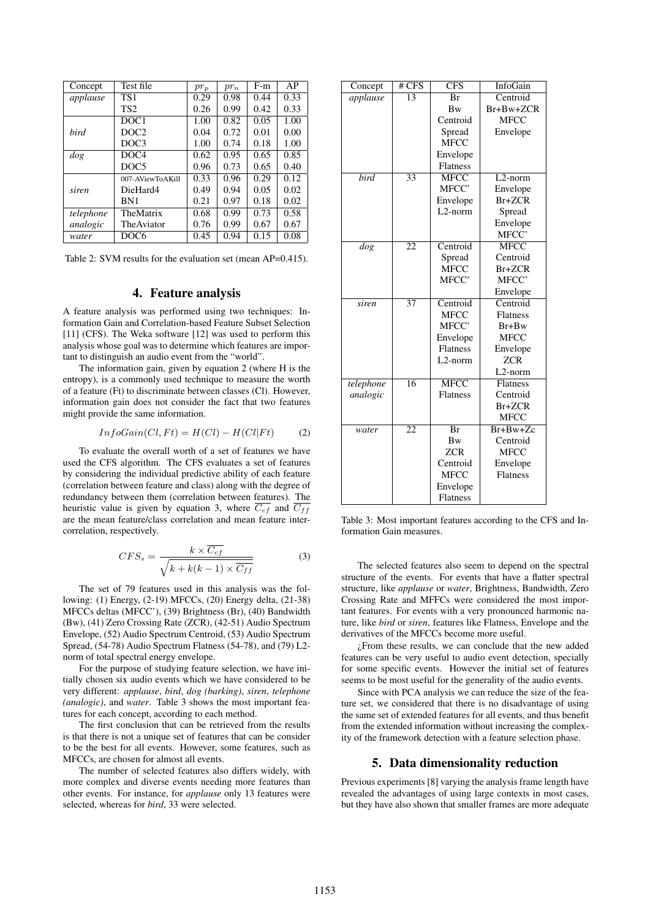| Concept | Test file | $pr_p$ | $pr_n$ | F-m | AP |
|---|---|---|---|---|---|
| *applause* | TS1 | 0.29 | 0.98 | 0.44 | 0.33 |
| | TS2 | 0.26 | 0.99 | 0.42 | 0.33 |
| | DOC1 | 1.00 | 0.82 | 0.05 | 1.00 |
| *bird* | DOC2 | 0.04 | 0.72 | 0.01 | 0.00 |
| | DOC3 | 1.00 | 0.74 | 0.18 | 1.00 |
| *dog* | DOC4 | 0.62 | 0.95 | 0.65 | 0.85 |
| | DOC5 | 0.96 | 0.73 | 0.65 | 0.40 |
| | 007-AViewToAKill | 0.33 | 0.96 | 0.29 | 0.12 |
| *siren* | DieHard4 | 0.49 | 0.94 | 0.05 | 0.02 |
| | BN1 | 0.21 | 0.97 | 0.18 | 0.02 |
| *telephone* | TheMatrix | 0.68 | 0.99 | 0.73 | 0.58 |
| *analogic* | TheAviator | 0.76 | 0.99 | 0.67 | 0.67 |
| *water* | DOC6 | 0.45 | 0.94 | 0.15 | 0.08 |

Table 2: SVM results for the evaluation set (mean AP=0.415).

## 4. Feature analysis

A feature analysis was performed using two techniques: Information Gain and Correlation-based Feature Subset Selection [11] (CFS). The Weka software [12] was used to perform this analysis whose goal was to determine which features are important to distinguish an audio event from the "world".

The information gain, given by equation 2 (where H is the entropy), is a commonly used technique to measure the worth of a feature (Ft) to discriminate between classes (Cl). However, information gain does not consider the fact that two features might provide the same information.

$$InfoGain(Cl, Ft) = H(Cl) - H(Cl|Ft) \qquad (2)$$

To evaluate the overall worth of a set of features we have used the CFS algorithm. The CFS evaluates a set of features by considering the individual predictive ability of each feature (correlation between feature and class) along with the degree of redundancy between them (correlation between features). The heuristic value is given by equation 3, where $\overline{C_{cf}}$ and $\overline{C_{ff}}$ are the mean feature/class correlation and mean feature intercorrelation, respectively.

$$CFS_s = \frac{k \times \overline{C_{cf}}}{\sqrt{k + k(k-1) \times \overline{C_{ff}}}} \qquad (3)$$

The set of 79 features used in this analysis was the following: (1) Energy, (2-19) MFCCs, (20) Energy delta, (21-38) MFCCs deltas (MFCC'), (39) Brightness (Br), (40) Bandwidth (Bw), (41) Zero Crossing Rate (ZCR), (42-51) Audio Spectrum Envelope, (52) Audio Spectrum Centroid, (53) Audio Spectrum Spread, (54-78) Audio Spectrum Flatness (54-78), and (79) L2-norm of total spectral energy envelope.

For the purpose of studying feature selection, we have initially chosen six audio events which we have considered to be very different: *applause*, *bird*, *dog (barking)*, *siren*, *telephone (analogic)*, and *water*. Table 3 shows the most important features for each concept, according to each method.

The first conclusion that can be retrieved from the results is that there is not a unique set of features that can be consider to be the best for all events. However, some features, such as MFCCs, are chosen for almost all events.

The number of selected features also differs widely, with more complex and diverse events needing more features than other events. For instance, for *applause* only 13 features were selected, whereas for *bird*, 33 were selected.

| Concept | # CFS | CFS | InfoGain |
|---|---|---|---|
| *applause* | 13 | Br | Centroid |
| | | Bw | Br+Bw+ZCR |
| | | Centroid | MFCC |
| | | Spread | Envelope |
| | | MFCC | |
| | | Envelope | |
| | | Flatness | |
| *bird* | 33 | MFCC | L2-norm |
| | | MFCC' | Envelope |
| | | Envelope | Br+ZCR |
| | | L2-norm | Spread |
| | | | Envelope |
| | | | MFCC' |
| *dog* | 22 | Centroid | MFCC |
| | | Spread | Centroid |
| | | MFCC | Br+ZCR |
| | | MFCC' | MFCC' |
| | | | Envelope |
| *siren* | 37 | Centroid | Centroid |
| | | MFCC | Flatness |
| | | MFCC' | Br+Bw |
| | | Envelope | MFCC |
| | | Flatness | Envelope |
| | | L2-norm | ZCR |
| | | | L2-norm |
| *telephone* | 16 | MFCC | Flatness |
| *analogic* | | Flatness | Centroid |
| | | | Br+ZCR |
| | | | MFCC |
| *water* | 22 | Br | Br+Bw+Zc |
| | | Bw | Centroid |
| | | ZCR | MFCC |
| | | Centroid | Envelope |
| | | MFCC | Flatness |
| | | Envelope | |
| | | Flatness | |

Table 3: Most important features according to the CFS and Information Gain measures.

The selected features also seem to depend on the spectral structure of the events. For events that have a flatter spectral structure, like *applause* or *water*, Brightness, Bandwidth, Zero Crossing Rate and MFFCs were considered the most important features. For events with a very pronounced harmonic nature, like *bird* or *siren*, features like Flatness, Envelope and the derivatives of the MFCCs become more useful.

¿From these results, we can conclude that the new added features can be very useful to audio event detection, specially for some specific events. However the initial set of features seems to be most useful for the generality of the audio events.

Since with PCA analysis we can reduce the size of the feature set, we considered that there is no disadvantage of using the same set of extended features for all events, and thus benefit from the extended information without increasing the complexity of the framework detection with a feature selection phase.

## 5. Data dimensionality reduction

Previous experiments [8] varying the analysis frame length have revealed the advantages of using large contexts in most cases, but they have also shown that smaller frames are more adequate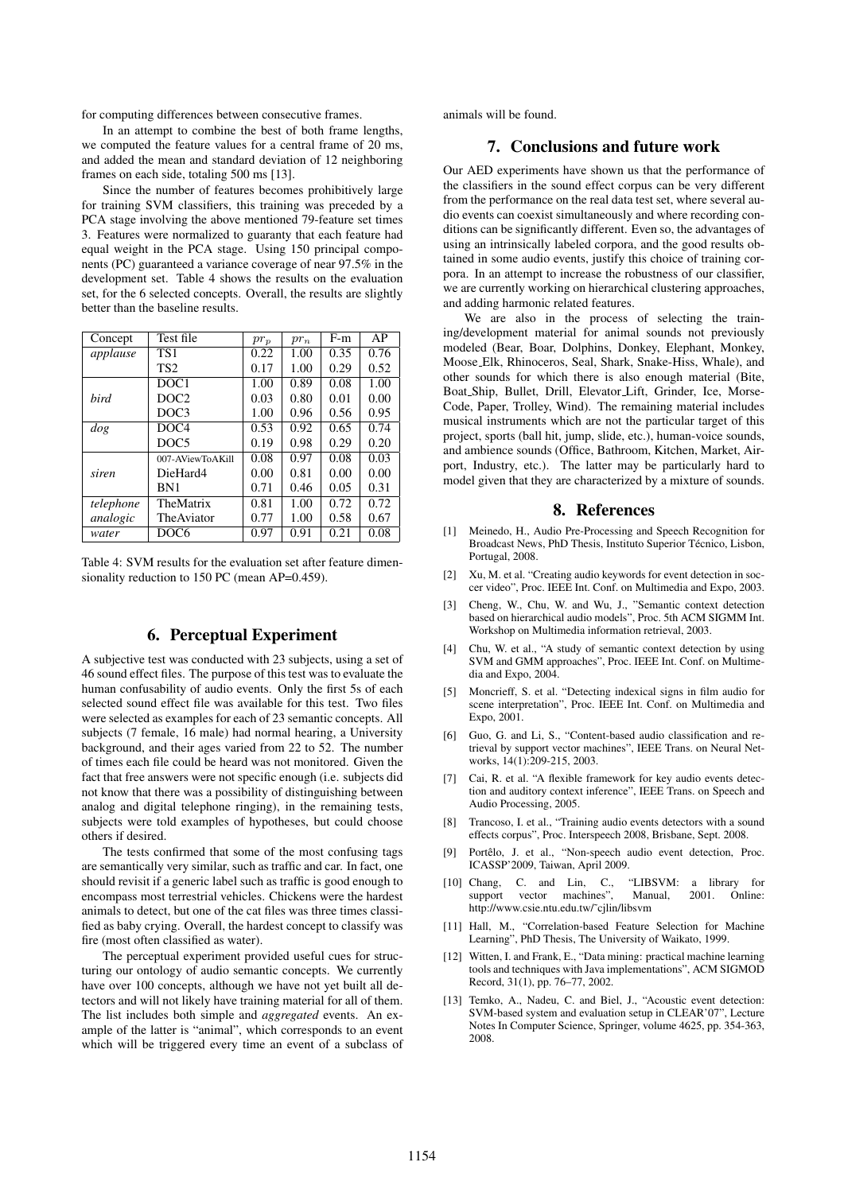for computing differences between consecutive frames.

In an attempt to combine the best of both frame lengths, we computed the feature values for a central frame of 20 ms, and added the mean and standard deviation of 12 neighboring frames on each side, totaling 500 ms [13].

Since the number of features becomes prohibitively large for training SVM classifiers, this training was preceded by a PCA stage involving the above mentioned 79-feature set times 3. Features were normalized to guaranty that each feature had equal weight in the PCA stage. Using 150 principal components (PC) guaranteed a variance coverage of near 97.5% in the development set. Table 4 shows the results on the evaluation set, for the 6 selected concepts. Overall, the results are slightly better than the baseline results.

| Concept | Test file | $pr_p$ | $pr_n$ | F-m | AP |
|---|---|---|---|---|---|
| *applause* | TS1 | 0.22 | 1.00 | 0.35 | 0.76 |
| | TS2 | 0.17 | 1.00 | 0.29 | 0.52 |
| *bird* | DOC1 | 1.00 | 0.89 | 0.08 | 1.00 |
| | DOC2 | 0.03 | 0.80 | 0.01 | 0.00 |
| | DOC3 | 1.00 | 0.96 | 0.56 | 0.95 |
| *dog* | DOC4 | 0.53 | 0.92 | 0.65 | 0.74 |
| | DOC5 | 0.19 | 0.98 | 0.29 | 0.20 |
| *siren* | 007-AViewToAKill | 0.08 | 0.97 | 0.08 | 0.03 |
| | DieHard4 | 0.00 | 0.81 | 0.00 | 0.00 |
| | BN1 | 0.71 | 0.46 | 0.05 | 0.31 |
| *telephone* | TheMatrix | 0.81 | 1.00 | 0.72 | 0.72 |
| *analogic* | TheAviator | 0.77 | 1.00 | 0.58 | 0.67 |
| *water* | DOC6 | 0.97 | 0.91 | 0.21 | 0.08 |

Table 4: SVM results for the evaluation set after feature dimensionality reduction to 150 PC (mean AP=0.459).

## 6. Perceptual Experiment

A subjective test was conducted with 23 subjects, using a set of 46 sound effect files. The purpose of this test was to evaluate the human confusability of audio events. Only the first 5s of each selected sound effect file was available for this test. Two files were selected as examples for each of 23 semantic concepts. All subjects (7 female, 16 male) had normal hearing, a University background, and their ages varied from 22 to 52. The number of times each file could be heard was not monitored. Given the fact that free answers were not specific enough (i.e. subjects did not know that there was a possibility of distinguishing between analog and digital telephone ringing), in the remaining tests, subjects were told examples of hypotheses, but could choose others if desired.

The tests confirmed that some of the most confusing tags are semantically very similar, such as traffic and car. In fact, one should revisit if a generic label such as traffic is good enough to encompass most terrestrial vehicles. Chickens were the hardest animals to detect, but one of the cat files was three times classified as baby crying. Overall, the hardest concept to classify was fire (most often classified as water).

The perceptual experiment provided useful cues for structuring our ontology of audio semantic concepts. We currently have over 100 concepts, although we have not yet built all detectors and will not likely have training material for all of them. The list includes both simple and *aggregated* events. An example of the latter is "animal", which corresponds to an event which will be triggered every time an event of a subclass of animals will be found.

## 7. Conclusions and future work

Our AED experiments have shown us that the performance of the classifiers in the sound effect corpus can be very different from the performance on the real data test set, where several audio events can coexist simultaneously and where recording conditions can be significantly different. Even so, the advantages of using an intrinsically labeled corpora, and the good results obtained in some audio events, justify this choice of training corpora. In an attempt to increase the robustness of our classifier, we are currently working on hierarchical clustering approaches, and adding harmonic related features.

We are also in the process of selecting the training/development material for animal sounds not previously modeled (Bear, Boar, Dolphins, Donkey, Elephant, Monkey, Moose_Elk, Rhinoceros, Seal, Shark, Snake-Hiss, Whale), and other sounds for which there is also enough material (Bite, Boat_Ship, Bullet, Drill, Elevator_Lift, Grinder, Ice, Morse-Code, Paper, Trolley, Wind). The remaining material includes musical instruments which are not the particular target of this project, sports (ball hit, jump, slide, etc.), human-voice sounds, and ambience sounds (Office, Bathroom, Kitchen, Market, Airport, Industry, etc.). The latter may be particularly hard to model given that they are characterized by a mixture of sounds.

## 8. References

[1] Meinedo, H., Audio Pre-Processing and Speech Recognition for Broadcast News, PhD Thesis, Instituto Superior Técnico, Lisbon, Portugal, 2008.

[2] Xu, M. et al. "Creating audio keywords for event detection in soccer video", Proc. IEEE Int. Conf. on Multimedia and Expo, 2003.

[3] Cheng, W., Chu, W. and Wu, J., "Semantic context detection based on hierarchical audio models", Proc. 5th ACM SIGMM Int. Workshop on Multimedia information retrieval, 2003.

[4] Chu, W. et al., "A study of semantic context detection by using SVM and GMM approaches", Proc. IEEE Int. Conf. on Multimedia and Expo, 2004.

[5] Moncrieff, S. et al. "Detecting indexical signs in film audio for scene interpretation", Proc. IEEE Int. Conf. on Multimedia and Expo, 2001.

[6] Guo, G. and Li, S., "Content-based audio classification and retrieval by support vector machines", IEEE Trans. on Neural Networks, 14(1):209-215, 2003.

[7] Cai, R. et al. "A flexible framework for key audio events detection and auditory context inference", IEEE Trans. on Speech and Audio Processing, 2005.

[8] Trancoso, I. et al., "Training audio events detectors with a sound effects corpus", Proc. Interspeech 2008, Brisbane, Sept. 2008.

[9] Portêlo, J. et al., "Non-speech audio event detection, Proc. ICASSP'2009, Taiwan, April 2009.

[10] Chang, C. and Lin, C., "LIBSVM: a library for support vector machines", Manual, 2001. Online: http://www.csie.ntu.edu.tw/˜cjlin/libsvm

[11] Hall, M., "Correlation-based Feature Selection for Machine Learning", PhD Thesis, The University of Waikato, 1999.

[12] Witten, I. and Frank, E., "Data mining: practical machine learning tools and techniques with Java implementations", ACM SIGMOD Record, 31(1), pp. 76–77, 2002.

[13] Temko, A., Nadeu, C. and Biel, J., "Acoustic event detection: SVM-based system and evaluation setup in CLEAR'07", Lecture Notes In Computer Science, Springer, volume 4625, pp. 354-363, 2008.